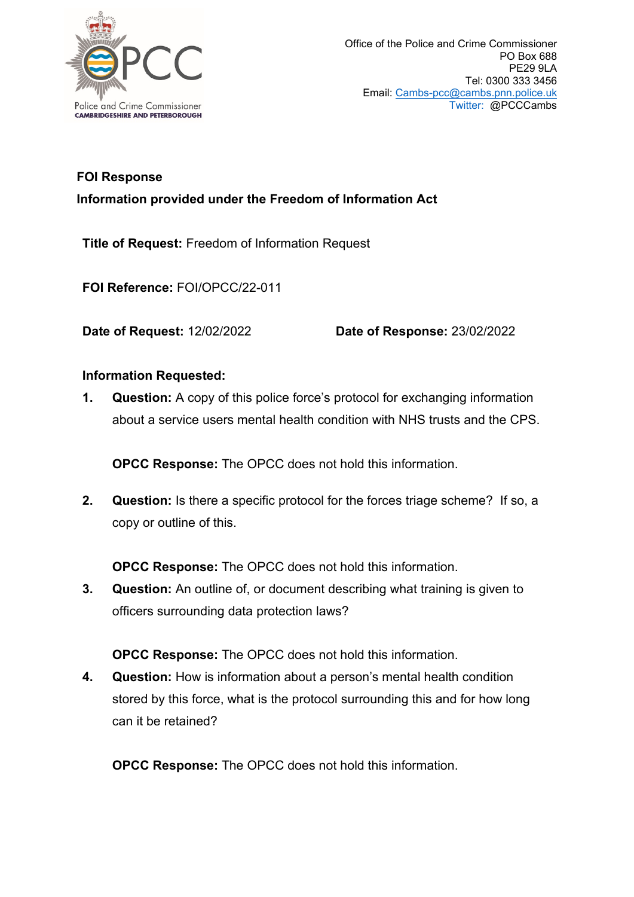Office of the Police and Crime Commissioner
PO Box 688
PE29 9LA
Tel: 0300 333 3456
Email: Cambs-pcc@cambs.pnn.police.uk
Twitter: @PCCCambs

**FOI Response**

**Information provided under the Freedom of Information Act**

**Title of Request:** Freedom of Information Request

**FOI Reference:** FOI/OPCC/22-011

**Date of Request:** 12/02/2022 **Date of Response:** 23/02/2022

**Information Requested:**

1. **Question:** A copy of this police force's protocol for exchanging information about a service users mental health condition with NHS trusts and the CPS.

   **OPCC Response:** The OPCC does not hold this information.

2. **Question:** Is there a specific protocol for the forces triage scheme? If so, a copy or outline of this.

   **OPCC Response:** The OPCC does not hold this information.

3. **Question:** An outline of, or document describing what training is given to officers surrounding data protection laws?

   **OPCC Response:** The OPCC does not hold this information.

4. **Question:** How is information about a person's mental health condition stored by this force, what is the protocol surrounding this and for how long can it be retained?

   **OPCC Response:** The OPCC does not hold this information.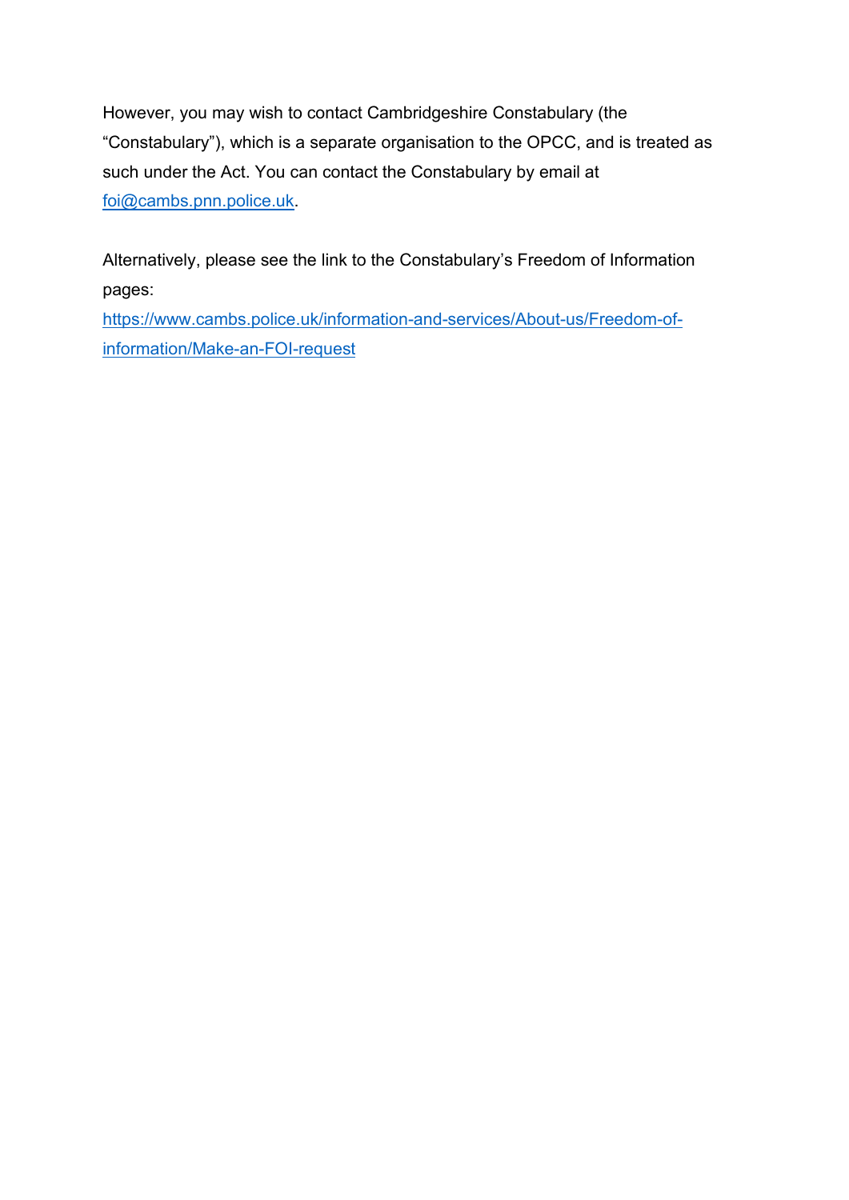However, you may wish to contact Cambridgeshire Constabulary (the "Constabulary"), which is a separate organisation to the OPCC, and is treated as such under the Act. You can contact the Constabulary by email at [foi@cambs.pnn.police.uk](mailto:foi@cambs.pnn.police.uk).

Alternatively, please see the link to the Constabulary's Freedom of Information pages:
[https://www.cambs.police.uk/information-and-services/About-us/Freedom-of-information/Make-an-FOI-request](https://www.cambs.police.uk/information-and-services/About-us/Freedom-of-information/Make-an-FOI-request)